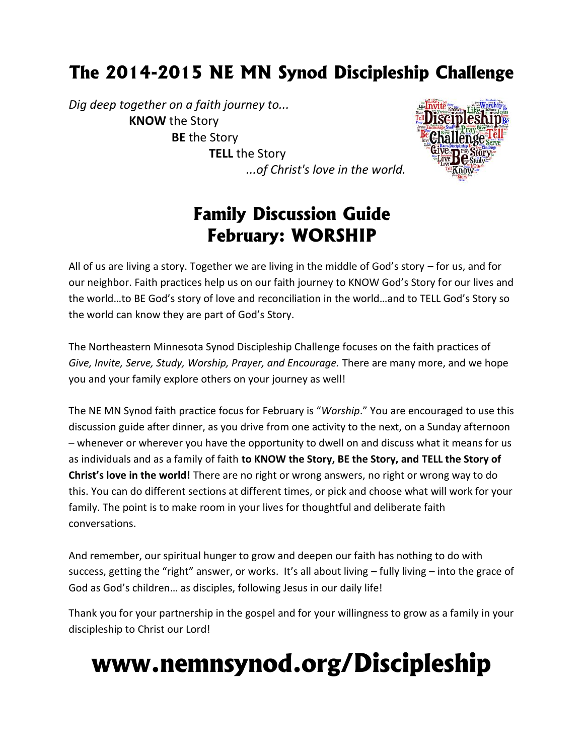# The 2014-2015 NE MN Synod Discipleship Challenge

*Dig deep together on a faith journey to...*
**KNOW** the Story
**BE** the Story
**TELL** the Story
*...of Christ's love in the world.*

## Family Discussion Guide
## February: WORSHIP

All of us are living a story. Together we are living in the middle of God's story – for us, and for our neighbor. Faith practices help us on our faith journey to KNOW God's Story for our lives and the world…to BE God's story of love and reconciliation in the world…and to TELL God's Story so the world can know they are part of God's Story.

The Northeastern Minnesota Synod Discipleship Challenge focuses on the faith practices of *Give, Invite, Serve, Study, Worship, Prayer, and Encourage.* There are many more, and we hope you and your family explore others on your journey as well!

The NE MN Synod faith practice focus for February is "*Worship*." You are encouraged to use this discussion guide after dinner, as you drive from one activity to the next, on a Sunday afternoon – whenever or wherever you have the opportunity to dwell on and discuss what it means for us as individuals and as a family of faith **to KNOW the Story, BE the Story, and TELL the Story of Christ's love in the world!** There are no right or wrong answers, no right or wrong way to do this. You can do different sections at different times, or pick and choose what will work for your family. The point is to make room in your lives for thoughtful and deliberate faith conversations.

And remember, our spiritual hunger to grow and deepen our faith has nothing to do with success, getting the "right" answer, or works. It's all about living – fully living – into the grace of God as God's children… as disciples, following Jesus in our daily life!

Thank you for your partnership in the gospel and for your willingness to grow as a family in your discipleship to Christ our Lord!

# www.nemnsynod.org/Discipleship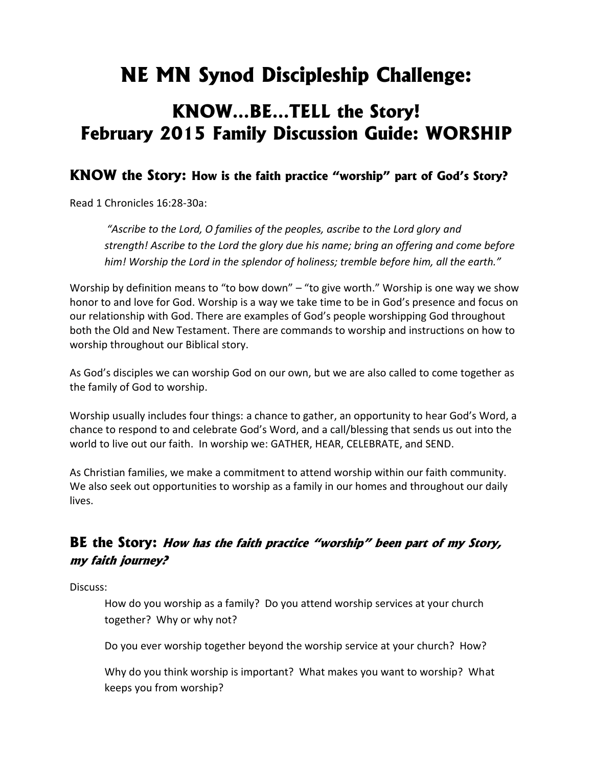# NE MN Synod Discipleship Challenge:

## KNOW…BE…TELL the Story!
## February 2015 Family Discussion Guide: WORSHIP

### KNOW the Story: How is the faith practice "worship" part of God's Story?

Read 1 Chronicles 16:28-30a:

> *"Ascribe to the Lord, O families of the peoples, ascribe to the Lord glory and strength! Ascribe to the Lord the glory due his name; bring an offering and come before him! Worship the Lord in the splendor of holiness; tremble before him, all the earth."*

Worship by definition means to "to bow down" – "to give worth." Worship is one way we show honor to and love for God. Worship is a way we take time to be in God's presence and focus on our relationship with God. There are examples of God's people worshipping God throughout both the Old and New Testament. There are commands to worship and instructions on how to worship throughout our Biblical story.

As God's disciples we can worship God on our own, but we are also called to come together as the family of God to worship.

Worship usually includes four things: a chance to gather, an opportunity to hear God's Word, a chance to respond to and celebrate God's Word, and a call/blessing that sends us out into the world to live out our faith. In worship we: GATHER, HEAR, CELEBRATE, and SEND.

As Christian families, we make a commitment to attend worship within our faith community. We also seek out opportunities to worship as a family in our homes and throughout our daily lives.

### BE the Story: *How has the faith practice "worship" been part of my Story, my faith journey?*

Discuss:

How do you worship as a family? Do you attend worship services at your church together? Why or why not?

Do you ever worship together beyond the worship service at your church? How?

Why do you think worship is important? What makes you want to worship? What keeps you from worship?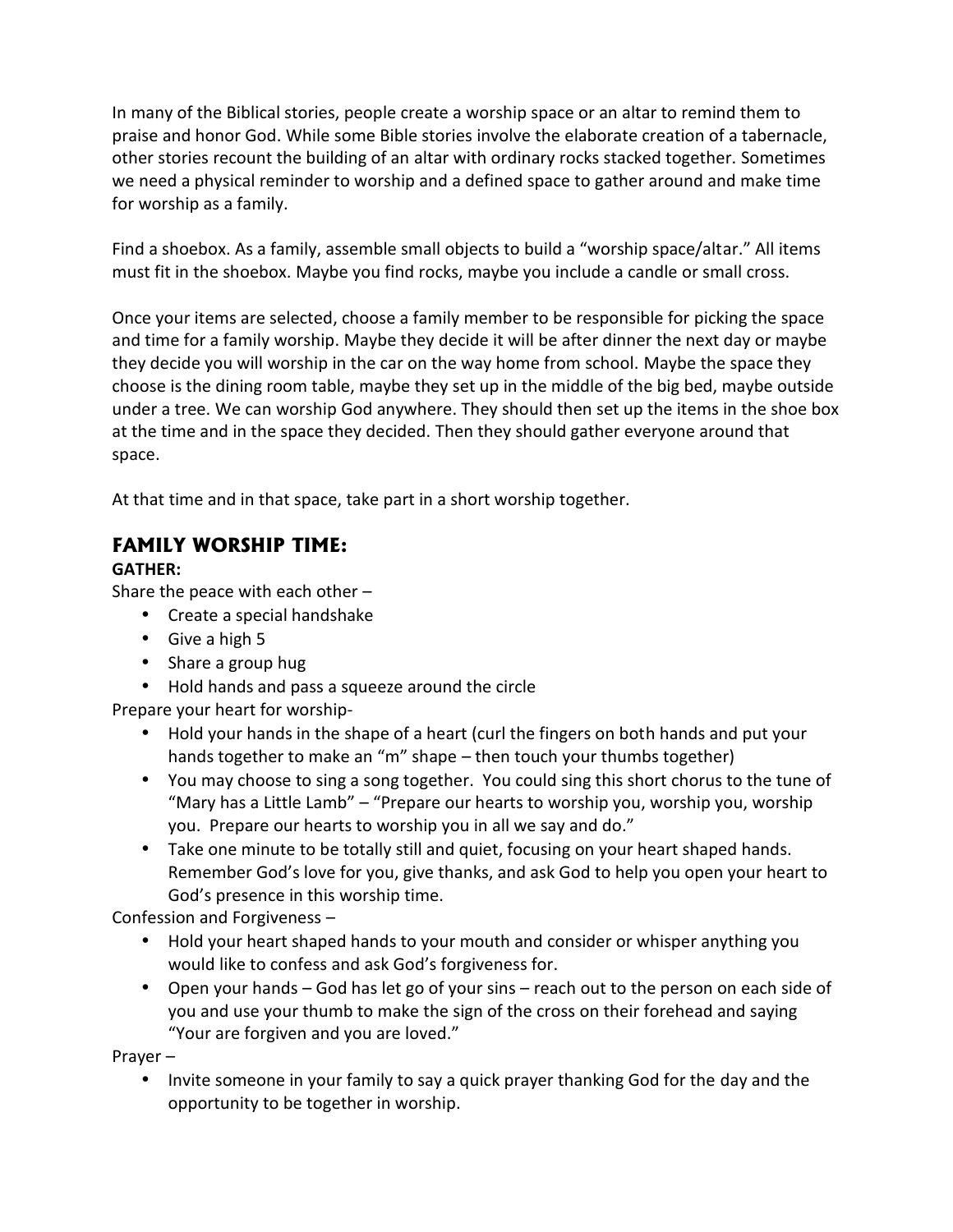In many of the Biblical stories, people create a worship space or an altar to remind them to praise and honor God. While some Bible stories involve the elaborate creation of a tabernacle, other stories recount the building of an altar with ordinary rocks stacked together. Sometimes we need a physical reminder to worship and a defined space to gather around and make time for worship as a family.

Find a shoebox. As a family, assemble small objects to build a "worship space/altar." All items must fit in the shoebox. Maybe you find rocks, maybe you include a candle or small cross.

Once your items are selected, choose a family member to be responsible for picking the space and time for a family worship. Maybe they decide it will be after dinner the next day or maybe they decide you will worship in the car on the way home from school. Maybe the space they choose is the dining room table, maybe they set up in the middle of the big bed, maybe outside under a tree. We can worship God anywhere. They should then set up the items in the shoe box at the time and in the space they decided. Then they should gather everyone around that space.

At that time and in that space, take part in a short worship together.

## FAMILY WORSHIP TIME:

**GATHER:**

Share the peace with each other –

- Create a special handshake
- Give a high 5
- Share a group hug
- Hold hands and pass a squeeze around the circle

Prepare your heart for worship-

- Hold your hands in the shape of a heart (curl the fingers on both hands and put your hands together to make an "m" shape – then touch your thumbs together)
- You may choose to sing a song together. You could sing this short chorus to the tune of "Mary has a Little Lamb" – "Prepare our hearts to worship you, worship you, worship you. Prepare our hearts to worship you in all we say and do."
- Take one minute to be totally still and quiet, focusing on your heart shaped hands. Remember God's love for you, give thanks, and ask God to help you open your heart to God's presence in this worship time.

Confession and Forgiveness –

- Hold your heart shaped hands to your mouth and consider or whisper anything you would like to confess and ask God's forgiveness for.
- Open your hands – God has let go of your sins – reach out to the person on each side of you and use your thumb to make the sign of the cross on their forehead and saying "Your are forgiven and you are loved."

Prayer –

- Invite someone in your family to say a quick prayer thanking God for the day and the opportunity to be together in worship.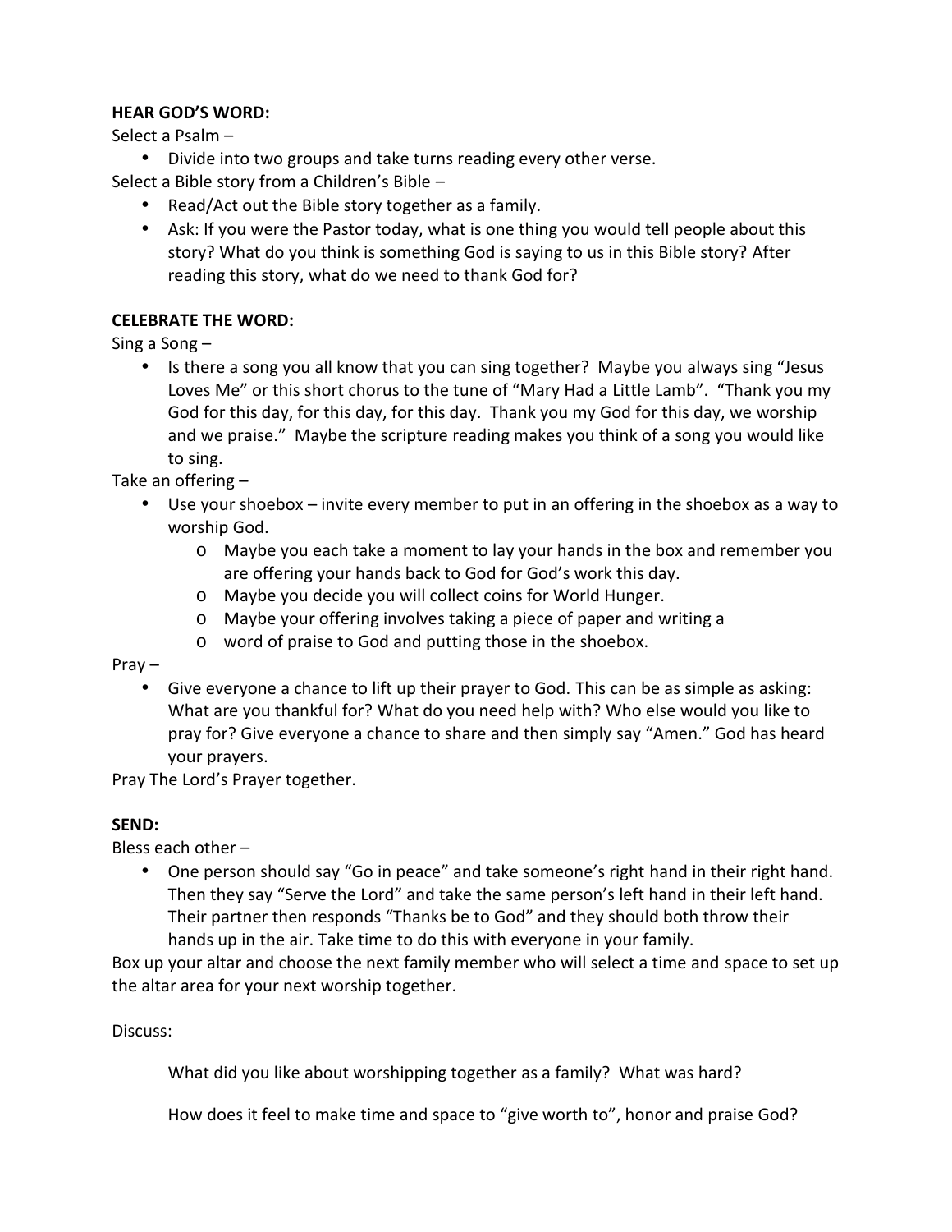**HEAR GOD'S WORD:**

Select a Psalm –

- Divide into two groups and take turns reading every other verse.

Select a Bible story from a Children's Bible –

- Read/Act out the Bible story together as a family.
- Ask: If you were the Pastor today, what is one thing you would tell people about this story? What do you think is something God is saying to us in this Bible story? After reading this story, what do we need to thank God for?

**CELEBRATE THE WORD:**

Sing a Song –

- Is there a song you all know that you can sing together? Maybe you always sing "Jesus Loves Me" or this short chorus to the tune of "Mary Had a Little Lamb". "Thank you my God for this day, for this day, for this day. Thank you my God for this day, we worship and we praise." Maybe the scripture reading makes you think of a song you would like to sing.

Take an offering –

- Use your shoebox – invite every member to put in an offering in the shoebox as a way to worship God.
  - Maybe you each take a moment to lay your hands in the box and remember you are offering your hands back to God for God's work this day.
  - Maybe you decide you will collect coins for World Hunger.
  - Maybe your offering involves taking a piece of paper and writing a
  - word of praise to God and putting those in the shoebox.

Pray –

- Give everyone a chance to lift up their prayer to God. This can be as simple as asking: What are you thankful for? What do you need help with? Who else would you like to pray for? Give everyone a chance to share and then simply say "Amen." God has heard your prayers.

Pray The Lord's Prayer together.

**SEND:**

Bless each other –

- One person should say "Go in peace" and take someone's right hand in their right hand. Then they say "Serve the Lord" and take the same person's left hand in their left hand. Their partner then responds "Thanks be to God" and they should both throw their hands up in the air. Take time to do this with everyone in your family.

Box up your altar and choose the next family member who will select a time and space to set up the altar area for your next worship together.

Discuss:

What did you like about worshipping together as a family? What was hard?

How does it feel to make time and space to "give worth to", honor and praise God?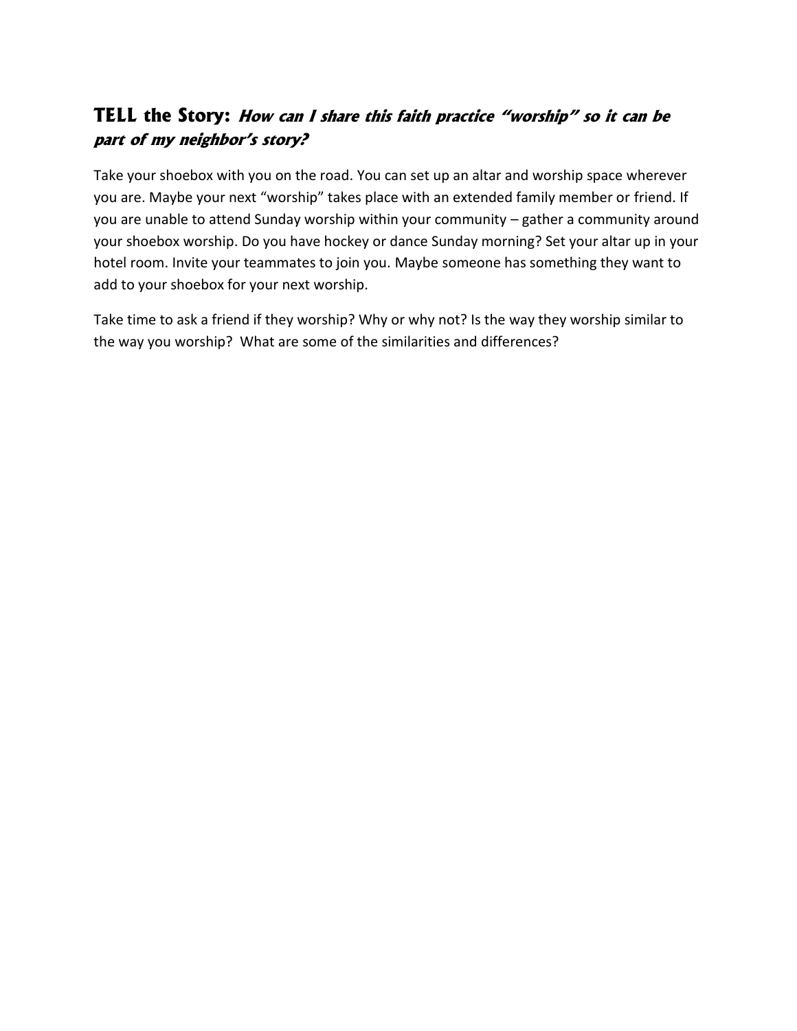## **TELL the Story:** ***How can I share this faith practice "worship" so it can be part of my neighbor's story?***

Take your shoebox with you on the road. You can set up an altar and worship space wherever you are. Maybe your next "worship" takes place with an extended family member or friend. If you are unable to attend Sunday worship within your community – gather a community around your shoebox worship. Do you have hockey or dance Sunday morning? Set your altar up in your hotel room. Invite your teammates to join you. Maybe someone has something they want to add to your shoebox for your next worship.

Take time to ask a friend if they worship? Why or why not? Is the way they worship similar to the way you worship? What are some of the similarities and differences?